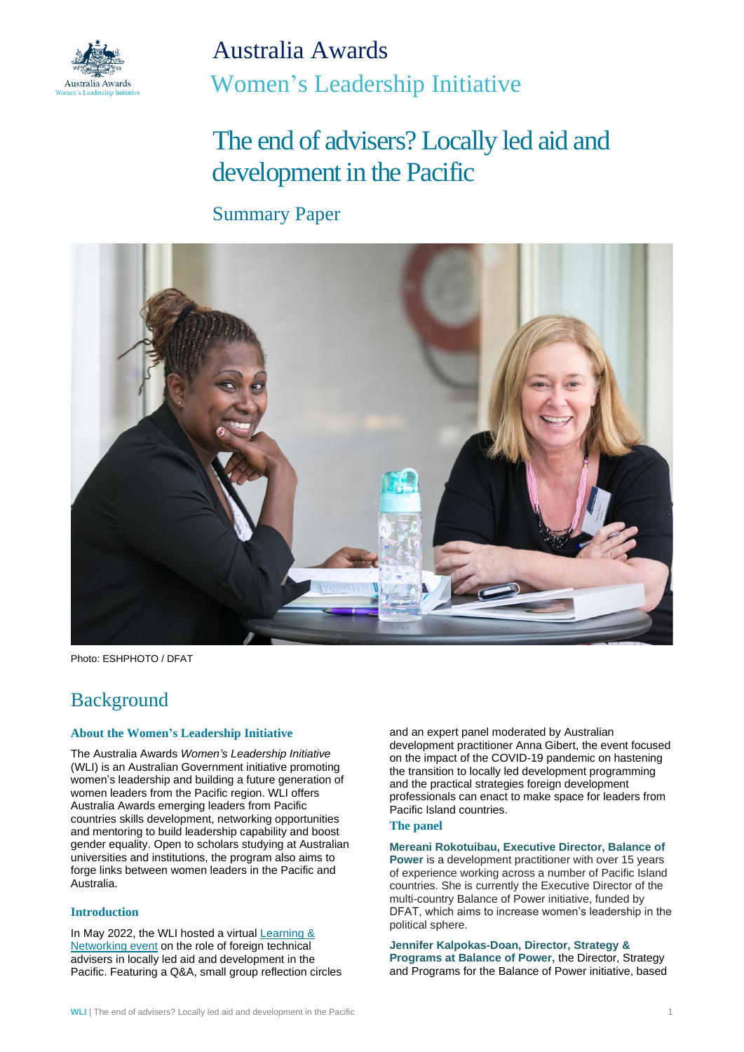# Australia Awards

## Women's Leadership Initiative

# The end of advisers? Locally led aid and development in the Pacific

## Summary Paper

Photo: ESHPHOTO / DFAT

## Background

### About the Women's Leadership Initiative

The Australia Awards *Women's Leadership Initiative* (WLI) is an Australian Government initiative promoting women's leadership and building a future generation of women leaders from the Pacific region. WLI offers Australia Awards emerging leaders from Pacific countries skills development, networking opportunities and mentoring to build leadership capability and boost gender equality. Open to scholars studying at Australian universities and institutions, the program also aims to forge links between women leaders in the Pacific and Australia.

### Introduction

In May 2022, the WLI hosted a virtual Learning & Networking event on the role of foreign technical advisers in locally led aid and development in the Pacific. Featuring a Q&A, small group reflection circles and an expert panel moderated by Australian development practitioner Anna Gibert, the event focused on the impact of the COVID-19 pandemic on hastening the transition to locally led development programming and the practical strategies foreign development professionals can enact to make space for leaders from Pacific Island countries.

### The panel

**Mereani Rokotuibau, Executive Director, Balance of Power** is a development practitioner with over 15 years of experience working across a number of Pacific Island countries. She is currently the Executive Director of the multi-country Balance of Power initiative, funded by DFAT, which aims to increase women's leadership in the political sphere.

**Jennifer Kalpokas-Doan, Director, Strategy & Programs at Balance of Power,** the Director, Strategy and Programs for the Balance of Power initiative, based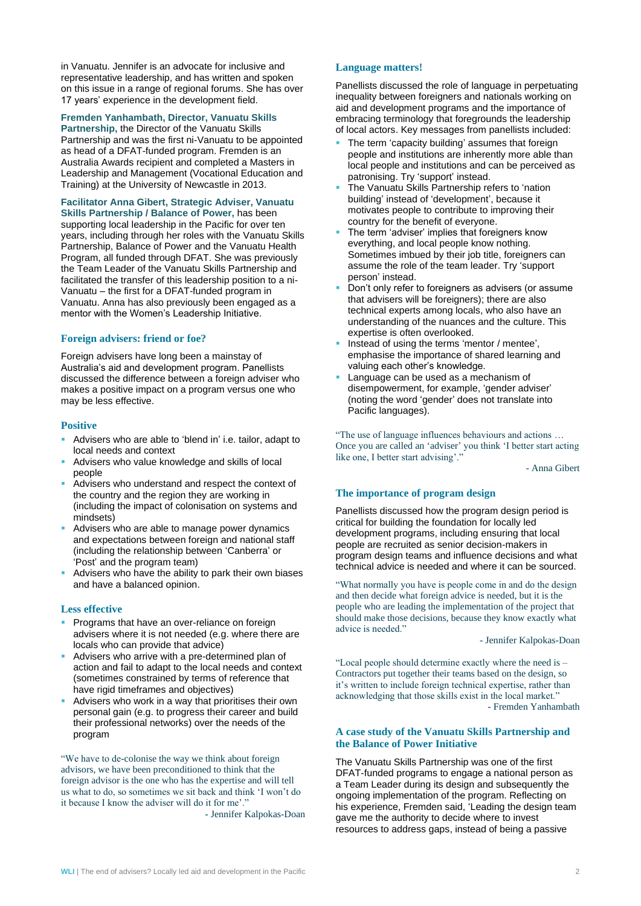in Vanuatu. Jennifer is an advocate for inclusive and representative leadership, and has written and spoken on this issue in a range of regional forums. She has over 17 years' experience in the development field.

**Fremden Yanhambath, Director, Vanuatu Skills Partnership,** the Director of the Vanuatu Skills Partnership and was the first ni-Vanuatu to be appointed as head of a DFAT-funded program. Fremden is an Australia Awards recipient and completed a Masters in Leadership and Management (Vocational Education and Training) at the University of Newcastle in 2013.

**Facilitator Anna Gibert, Strategic Adviser, Vanuatu Skills Partnership / Balance of Power,** has been supporting local leadership in the Pacific for over ten years, including through her roles with the Vanuatu Skills Partnership, Balance of Power and the Vanuatu Health Program, all funded through DFAT. She was previously the Team Leader of the Vanuatu Skills Partnership and facilitated the transfer of this leadership position to a ni-Vanuatu – the first for a DFAT-funded program in Vanuatu. Anna has also previously been engaged as a mentor with the Women's Leadership Initiative.

## Foreign advisers: friend or foe?

Foreign advisers have long been a mainstay of Australia's aid and development program. Panellists discussed the difference between a foreign adviser who makes a positive impact on a program versus one who may be less effective.

### Positive

- Advisers who are able to 'blend in' i.e. tailor, adapt to local needs and context
- Advisers who value knowledge and skills of local people
- Advisers who understand and respect the context of the country and the region they are working in (including the impact of colonisation on systems and mindsets)
- Advisers who are able to manage power dynamics and expectations between foreign and national staff (including the relationship between 'Canberra' or 'Post' and the program team)
- Advisers who have the ability to park their own biases and have a balanced opinion.

### Less effective

- Programs that have an over-reliance on foreign advisers where it is not needed (e.g. where there are locals who can provide that advice)
- Advisers who arrive with a pre-determined plan of action and fail to adapt to the local needs and context (sometimes constrained by terms of reference that have rigid timeframes and objectives)
- Advisers who work in a way that prioritises their own personal gain (e.g. to progress their career and build their professional networks) over the needs of the program

"We have to de-colonise the way we think about foreign advisors, we have been preconditioned to think that the foreign advisor is the one who has the expertise and will tell us what to do, so sometimes we sit back and think 'I won't do it because I know the adviser will do it for me'."

- Jennifer Kalpokas-Doan

## Language matters!

Panellists discussed the role of language in perpetuating inequality between foreigners and nationals working on aid and development programs and the importance of embracing terminology that foregrounds the leadership of local actors. Key messages from panellists included:

- The term 'capacity building' assumes that foreign people and institutions are inherently more able than local people and institutions and can be perceived as patronising. Try 'support' instead.
- The Vanuatu Skills Partnership refers to 'nation building' instead of 'development', because it motivates people to contribute to improving their country for the benefit of everyone.
- The term 'adviser' implies that foreigners know everything, and local people know nothing. Sometimes imbued by their job title, foreigners can assume the role of the team leader. Try 'support person' instead.
- Don't only refer to foreigners as advisers (or assume that advisers will be foreigners); there are also technical experts among locals, who also have an understanding of the nuances and the culture. This expertise is often overlooked.
- Instead of using the terms 'mentor / mentee', emphasise the importance of shared learning and valuing each other's knowledge.
- Language can be used as a mechanism of disempowerment, for example, 'gender adviser' (noting the word 'gender' does not translate into Pacific languages).

"The use of language influences behaviours and actions … Once you are called an 'adviser' you think 'I better start acting like one, I better start advising'."

- Anna Gibert

## The importance of program design

Panellists discussed how the program design period is critical for building the foundation for locally led development programs, including ensuring that local people are recruited as senior decision-makers in program design teams and influence decisions and what technical advice is needed and where it can be sourced.

"What normally you have is people come in and do the design and then decide what foreign advice is needed, but it is the people who are leading the implementation of the project that should make those decisions, because they know exactly what advice is needed."

- Jennifer Kalpokas-Doan

"Local people should determine exactly where the need is – Contractors put together their teams based on the design, so it's written to include foreign technical expertise, rather than acknowledging that those skills exist in the local market."

- Fremden Yanhambath

## A case study of the Vanuatu Skills Partnership and the Balance of Power Initiative

The Vanuatu Skills Partnership was one of the first DFAT-funded programs to engage a national person as a Team Leader during its design and subsequently the ongoing implementation of the program. Reflecting on his experience, Fremden said, 'Leading the design team gave me the authority to decide where to invest resources to address gaps, instead of being a passive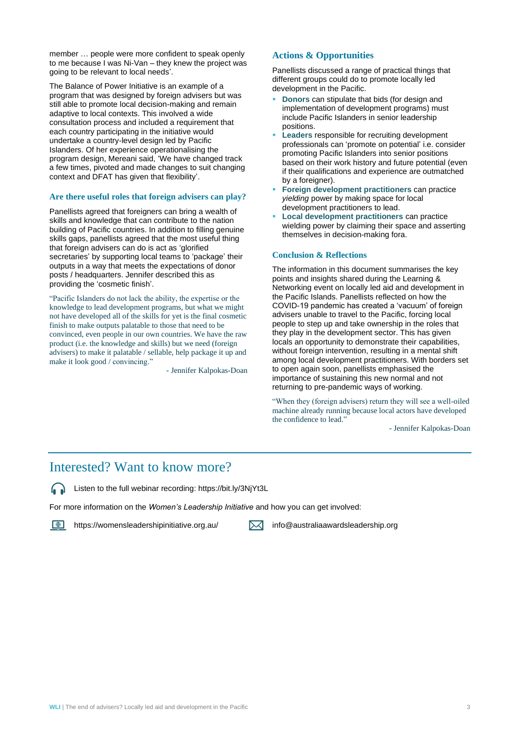member … people were more confident to speak openly to me because I was Ni-Van – they knew the project was going to be relevant to local needs'.

The Balance of Power Initiative is an example of a program that was designed by foreign advisers but was still able to promote local decision-making and remain adaptive to local contexts. This involved a wide consultation process and included a requirement that each country participating in the initiative would undertake a country-level design led by Pacific Islanders. Of her experience operationalising the program design, Mereani said, 'We have changed track a few times, pivoted and made changes to suit changing context and DFAT has given that flexibility'.

### Are there useful roles that foreign advisers can play?

Panellists agreed that foreigners can bring a wealth of skills and knowledge that can contribute to the nation building of Pacific countries. In addition to filling genuine skills gaps, panellists agreed that the most useful thing that foreign advisers can do is act as 'glorified secretaries' by supporting local teams to 'package' their outputs in a way that meets the expectations of donor posts / headquarters. Jennifer described this as providing the 'cosmetic finish'.

> "Pacific Islanders do not lack the ability, the expertise or the knowledge to lead development programs, but what we might not have developed all of the skills for yet is the final cosmetic finish to make outputs palatable to those that need to be convinced, even people in our own countries. We have the raw product (i.e. the knowledge and skills) but we need (foreign advisers) to make it palatable / sellable, help package it up and make it look good / convincing."
>
> - Jennifer Kalpokas-Doan

### Actions & Opportunities

Panellists discussed a range of practical things that different groups could do to promote locally led development in the Pacific.

- **Donors** can stipulate that bids (for design and implementation of development programs) must include Pacific Islanders in senior leadership positions.
- **Leaders** responsible for recruiting development professionals can 'promote on potential' i.e. consider promoting Pacific Islanders into senior positions based on their work history and future potential (even if their qualifications and experience are outmatched by a foreigner).
- **Foreign development practitioners** can practice *yielding* power by making space for local development practitioners to lead.
- **Local development practitioners** can practice wielding power by claiming their space and asserting themselves in decision-making fora.

### Conclusion & Reflections

The information in this document summarises the key points and insights shared during the Learning & Networking event on locally led aid and development in the Pacific Islands. Panellists reflected on how the COVID-19 pandemic has created a 'vacuum' of foreign advisers unable to travel to the Pacific, forcing local people to step up and take ownership in the roles that they play in the development sector. This has given locals an opportunity to demonstrate their capabilities, without foreign intervention, resulting in a mental shift among local development practitioners. With borders set to open again soon, panellists emphasised the importance of sustaining this new normal and not returning to pre-pandemic ways of working.

> "When they (foreign advisers) return they will see a well-oiled machine already running because local actors have developed the confidence to lead."
>
> - Jennifer Kalpokas-Doan

## Interested? Want to know more?

Listen to the full webinar recording: https://bit.ly/3NjYt3L

For more information on the *Women's Leadership Initiative* and how you can get involved:

https://womensleadershipinitiative.org.au/

info@australiaawardsleadership.org